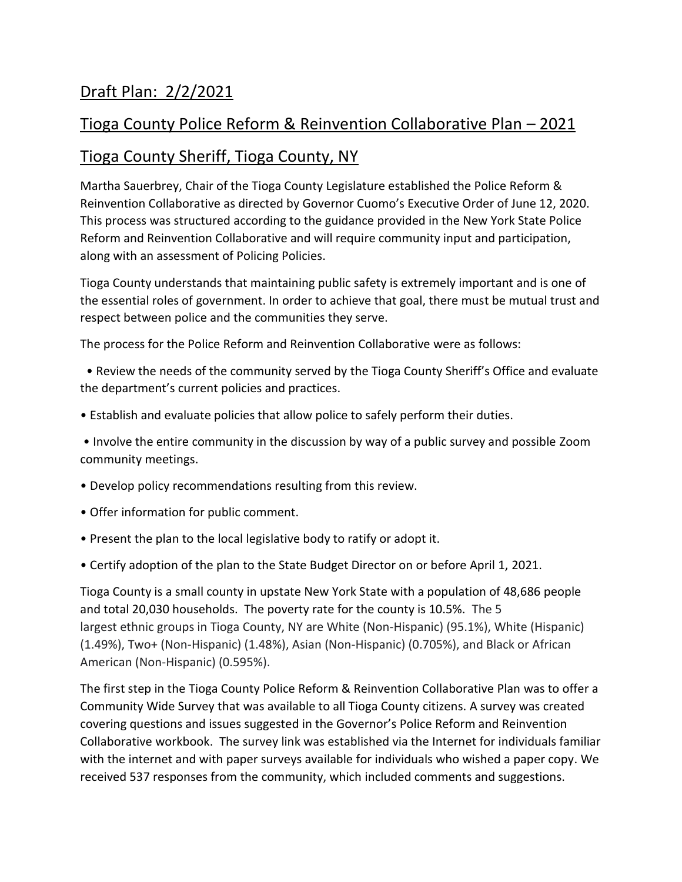## Draft Plan: 2/2/2021

## Tioga County Police Reform & Reinvention Collaborative Plan – 2021

## Tioga County Sheriff, Tioga County, NY

Martha Sauerbrey, Chair of the Tioga County Legislature established the Police Reform & Reinvention Collaborative as directed by Governor Cuomo's Executive Order of June 12, 2020. This process was structured according to the guidance provided in the New York State Police Reform and Reinvention Collaborative and will require community input and participation, along with an assessment of Policing Policies.

Tioga County understands that maintaining public safety is extremely important and is one of the essential roles of government. In order to achieve that goal, there must be mutual trust and respect between police and the communities they serve.

The process for the Police Reform and Reinvention Collaborative were as follows:

- Review the needs of the community served by the Tioga County Sheriff's Office and evaluate the department's current policies and practices.
- Establish and evaluate policies that allow police to safely perform their duties.
- Involve the entire community in the discussion by way of a public survey and possible Zoom community meetings.
- Develop policy recommendations resulting from this review.
- Offer information for public comment.
- Present the plan to the local legislative body to ratify or adopt it.
- Certify adoption of the plan to the State Budget Director on or before April 1, 2021.

Tioga County is a small county in upstate New York State with a population of 48,686 people and total 20,030 households. The poverty rate for the county is 10.5%. The 5 largest ethnic groups in Tioga County, NY are White (Non-Hispanic) (95.1%), White (Hispanic) (1.49%), Two+ (Non-Hispanic) (1.48%), Asian (Non-Hispanic) (0.705%), and Black or African American (Non-Hispanic) (0.595%).

The first step in the Tioga County Police Reform & Reinvention Collaborative Plan was to offer a Community Wide Survey that was available to all Tioga County citizens. A survey was created covering questions and issues suggested in the Governor's Police Reform and Reinvention Collaborative workbook. The survey link was established via the Internet for individuals familiar with the internet and with paper surveys available for individuals who wished a paper copy. We received 537 responses from the community, which included comments and suggestions.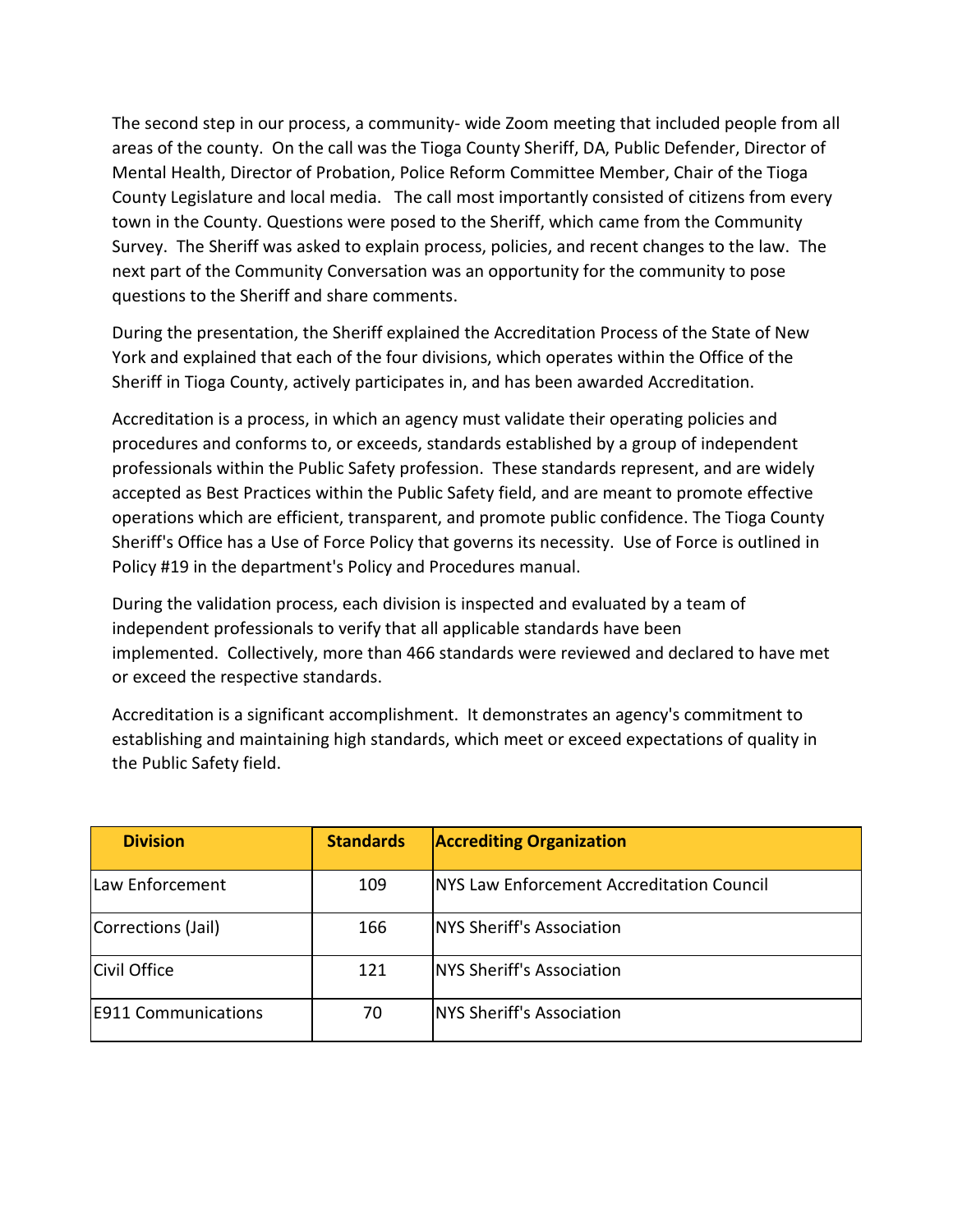The second step in our process, a community- wide Zoom meeting that included people from all areas of the county. On the call was the Tioga County Sheriff, DA, Public Defender, Director of Mental Health, Director of Probation, Police Reform Committee Member, Chair of the Tioga County Legislature and local media. The call most importantly consisted of citizens from every town in the County. Questions were posed to the Sheriff, which came from the Community Survey. The Sheriff was asked to explain process, policies, and recent changes to the law. The next part of the Community Conversation was an opportunity for the community to pose questions to the Sheriff and share comments.

During the presentation, the Sheriff explained the Accreditation Process of the State of New York and explained that each of the four divisions, which operates within the Office of the Sheriff in Tioga County, actively participates in, and has been awarded Accreditation.

Accreditation is a process, in which an agency must validate their operating policies and procedures and conforms to, or exceeds, standards established by a group of independent professionals within the Public Safety profession. These standards represent, and are widely accepted as Best Practices within the Public Safety field, and are meant to promote effective operations which are efficient, transparent, and promote public confidence. The Tioga County Sheriff's Office has a Use of Force Policy that governs its necessity. Use of Force is outlined in Policy #19 in the department's Policy and Procedures manual.

During the validation process, each division is inspected and evaluated by a team of independent professionals to verify that all applicable standards have been implemented. Collectively, more than 466 standards were reviewed and declared to have met or exceed the respective standards.

Accreditation is a significant accomplishment. It demonstrates an agency's commitment to establishing and maintaining high standards, which meet or exceed expectations of quality in the Public Safety field.

| Division | Standards | Accrediting Organization |
|---|---|---|
| Law Enforcement | 109 | NYS Law Enforcement Accreditation Council |
| Corrections (Jail) | 166 | NYS Sheriff's Association |
| Civil Office | 121 | NYS Sheriff's Association |
| E911 Communications | 70 | NYS Sheriff's Association |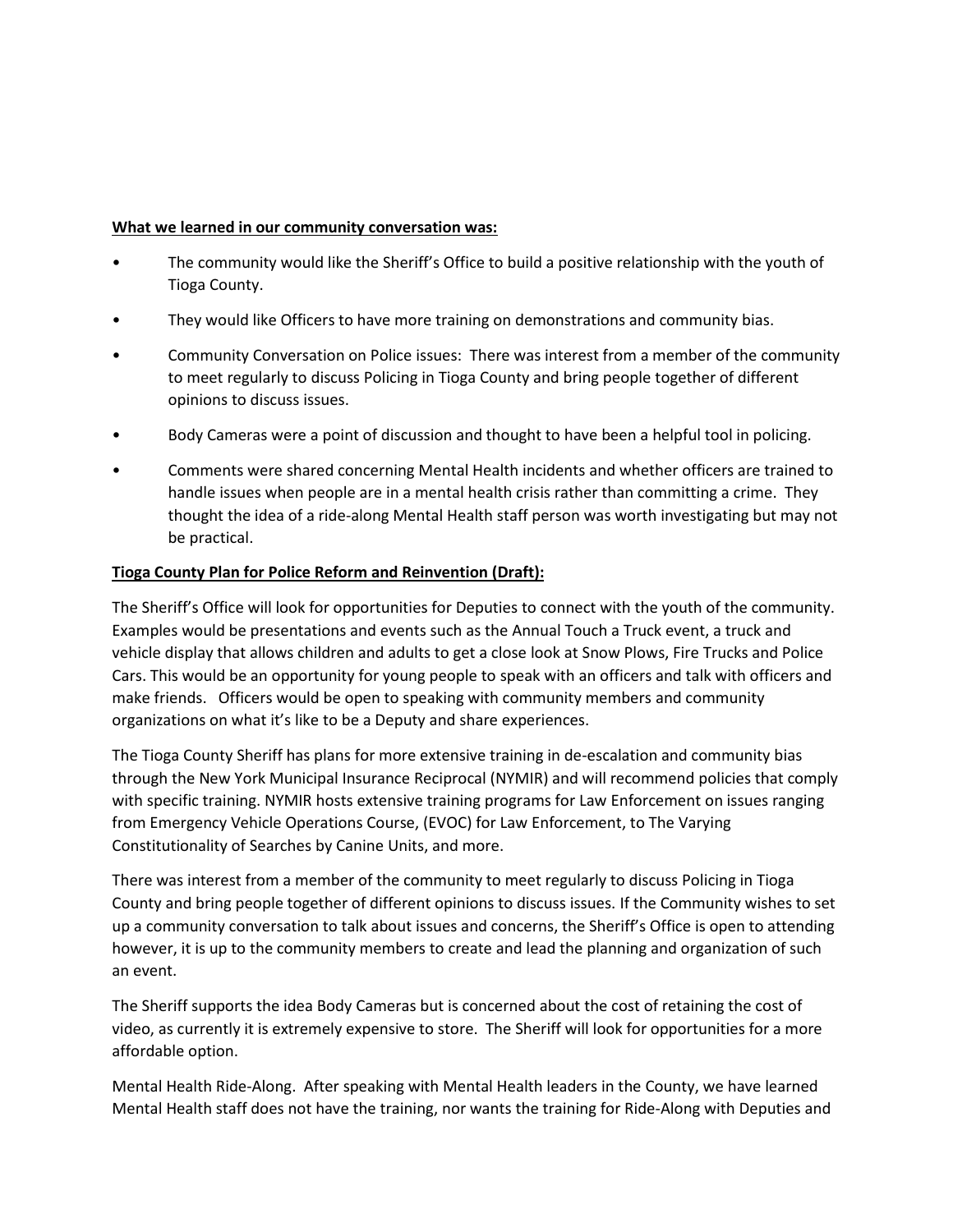**What we learned in our community conversation was:**

- The community would like the Sheriff's Office to build a positive relationship with the youth of Tioga County.
- They would like Officers to have more training on demonstrations and community bias.
- Community Conversation on Police issues: There was interest from a member of the community to meet regularly to discuss Policing in Tioga County and bring people together of different opinions to discuss issues.
- Body Cameras were a point of discussion and thought to have been a helpful tool in policing.
- Comments were shared concerning Mental Health incidents and whether officers are trained to handle issues when people are in a mental health crisis rather than committing a crime. They thought the idea of a ride-along Mental Health staff person was worth investigating but may not be practical.

**Tioga County Plan for Police Reform and Reinvention (Draft):**

The Sheriff's Office will look for opportunities for Deputies to connect with the youth of the community. Examples would be presentations and events such as the Annual Touch a Truck event, a truck and vehicle display that allows children and adults to get a close look at Snow Plows, Fire Trucks and Police Cars. This would be an opportunity for young people to speak with an officers and talk with officers and make friends. Officers would be open to speaking with community members and community organizations on what it's like to be a Deputy and share experiences.

The Tioga County Sheriff has plans for more extensive training in de-escalation and community bias through the New York Municipal Insurance Reciprocal (NYMIR) and will recommend policies that comply with specific training. NYMIR hosts extensive training programs for Law Enforcement on issues ranging from Emergency Vehicle Operations Course, (EVOC) for Law Enforcement, to The Varying Constitutionality of Searches by Canine Units, and more.

There was interest from a member of the community to meet regularly to discuss Policing in Tioga County and bring people together of different opinions to discuss issues. If the Community wishes to set up a community conversation to talk about issues and concerns, the Sheriff's Office is open to attending however, it is up to the community members to create and lead the planning and organization of such an event.

The Sheriff supports the idea Body Cameras but is concerned about the cost of retaining the cost of video, as currently it is extremely expensive to store. The Sheriff will look for opportunities for a more affordable option.

Mental Health Ride-Along. After speaking with Mental Health leaders in the County, we have learned Mental Health staff does not have the training, nor wants the training for Ride-Along with Deputies and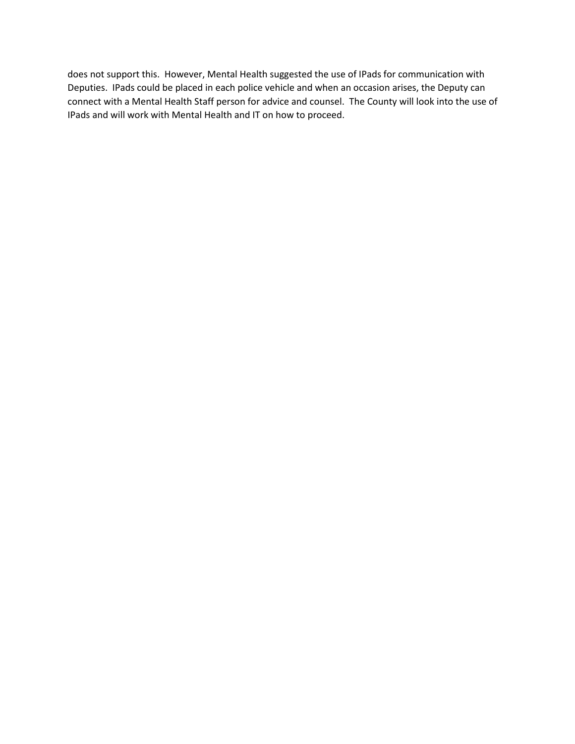does not support this. However, Mental Health suggested the use of IPads for communication with Deputies. IPads could be placed in each police vehicle and when an occasion arises, the Deputy can connect with a Mental Health Staff person for advice and counsel. The County will look into the use of IPads and will work with Mental Health and IT on how to proceed.